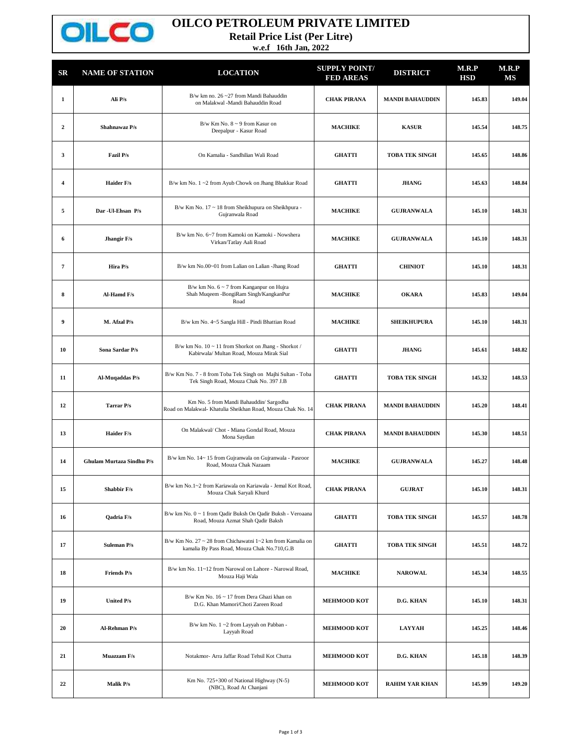# OILCO PETROLEUM PRIVATE LIMITED

## Retail Price List (Per Litre)

**w.e.f 16th Jan, 2022**

| SR | NAME OF STATION | LOCATION | SUPPLY POINT/ FED AREAS | DISTRICT | M.R.P HSD | M.R.P MS |
|---|---|---|---|---|---|---|
| 1 | Ali P/s | B/w km no. 26 ~27 from Mandi Bahauddin on Malakwal -Mandi Bahauddin Road | CHAK PIRANA | MANDI BAHAUDDIN | 145.83 | 149.04 |
| 2 | Shahnawaz P/s | B/w Km No. 8 ~ 9 from Kasur on Deepalpur - Kasur Road | MACHIKE | KASUR | 145.54 | 148.75 |
| 3 | Fazil P/s | On Kamalia - Sandhilian Wali Road | GHATTI | TOBA TEK SINGH | 145.65 | 148.86 |
| 4 | Haider F/s | B/w km No. 1 ~2 from Ayub Chowk on Jhang Bhakkar Road | GHATTI | JHANG | 145.63 | 148.84 |
| 5 | Dar -Ul-Ehsan P/s | B/w Km No. 17 ~ 18 from Sheikhupura on Sheikhpura - Gujranwala Road | MACHIKE | GUJRANWALA | 145.10 | 148.31 |
| 6 | Jhangir F/s | B/w km No. 6~7 from Kamoki on Kamoki - Nowshera Virkan/Tatlay Aali Road | MACHIKE | GUJRANWALA | 145.10 | 148.31 |
| 7 | Hira P/s | B/w km No.00~01 from Lalian on Lalian -Jhang Road | GHATTI | CHINIOT | 145.10 | 148.31 |
| 8 | Al-Hamd F/s | B/w km No. 6 ~ 7 from Kanganpur on Hujra Shah Muqeem -BongiRam Singh/KangkanPur Road | MACHIKE | OKARA | 145.83 | 149.04 |
| 9 | M. Afzal P/s | B/w km No. 4~5 Sangla Hill - Pindi Bhattian Road | MACHIKE | SHEIKHUPURA | 145.10 | 148.31 |
| 10 | Sona Sardar P/s | B/w km No. 10 ~ 11 from Shorkot on Jhang - Shorkot / Kabirwala/ Multan Road, Mouza Mirak Sial | GHATTI | JHANG | 145.61 | 148.82 |
| 11 | Al-Muqaddas P/s | B/w Km No. 7 - 8 from Toba Tek Singh on Majhi Sultan - Toba Tek Singh Road, Mouza Chak No. 397 J.B | GHATTI | TOBA TEK SINGH | 145.32 | 148.53 |
| 12 | Tarrar P/s | Km No. 5 from Mandi Bahauddin/ Sargodha Road on Malakwal- Khatulia Sheikhan Road, Mouza Chak No. 14 | CHAK PIRANA | MANDI BAHAUDDIN | 145.20 | 148.41 |
| 13 | Haider F/s | On Malakwal/ Chot - Miana Gondal Road, Mouza Mona Saydian | CHAK PIRANA | MANDI BAHAUDDIN | 145.30 | 148.51 |
| 14 | Ghulam Murtaza Sindhu P/s | B/w km No. 14~ 15 from Gujranwala on Gujranwala - Pasroor Road, Mouza Chak Nazaam | MACHIKE | GUJRANWALA | 145.27 | 148.48 |
| 15 | Shabbir F/s | B/w km No.1~2 from Kariawala on Kariawala - Jemal Kot Road, Mouza Chak Saryali Khurd | CHAK PIRANA | GUJRAT | 145.10 | 148.31 |
| 16 | Qadria F/s | B/w km No. 0 ~ 1 from Qadir Buksh On Qadir Buksh - Veroaana Road, Mouza Azmat Shah Qadir Baksh | GHATTI | TOBA TEK SINGH | 145.57 | 148.78 |
| 17 | Suleman P/s | B/w Km No. 27 ~ 28 from Chichawatni 1~2 km from Kamalia on kamalia By Pass Road, Mouza Chak No.710,G.B | GHATTI | TOBA TEK SINGH | 145.51 | 148.72 |
| 18 | Friends P/s | B/w km No. 11~12 from Narowal on Lahore - Narowal Road, Mouza Haji Wala | MACHIKE | NAROWAL | 145.34 | 148.55 |
| 19 | United P/s | B/w Km No. 16 ~ 17 from Dera Ghazi khan on D.G. Khan Mamori/Choti Zareen Road | MEHMOOD KOT | D.G. KHAN | 145.10 | 148.31 |
| 20 | Al-Rehman P/s | B/w km No. 1 ~2 from Layyah on Pabban - Layyah Road | MEHMOOD KOT | LAYYAH | 145.25 | 148.46 |
| 21 | Muazzam F/s | Notakmor- Arra Jaffar Road Tehsil Kot Chutta | MEHMOOD KOT | D.G. KHAN | 145.18 | 148.39 |
| 22 | Malik P/s | Km No. 725+300 of National Highway (N-5) (NBC), Road At Chanjani | MEHMOOD KOT | RAHIM YAR KHAN | 145.99 | 149.20 |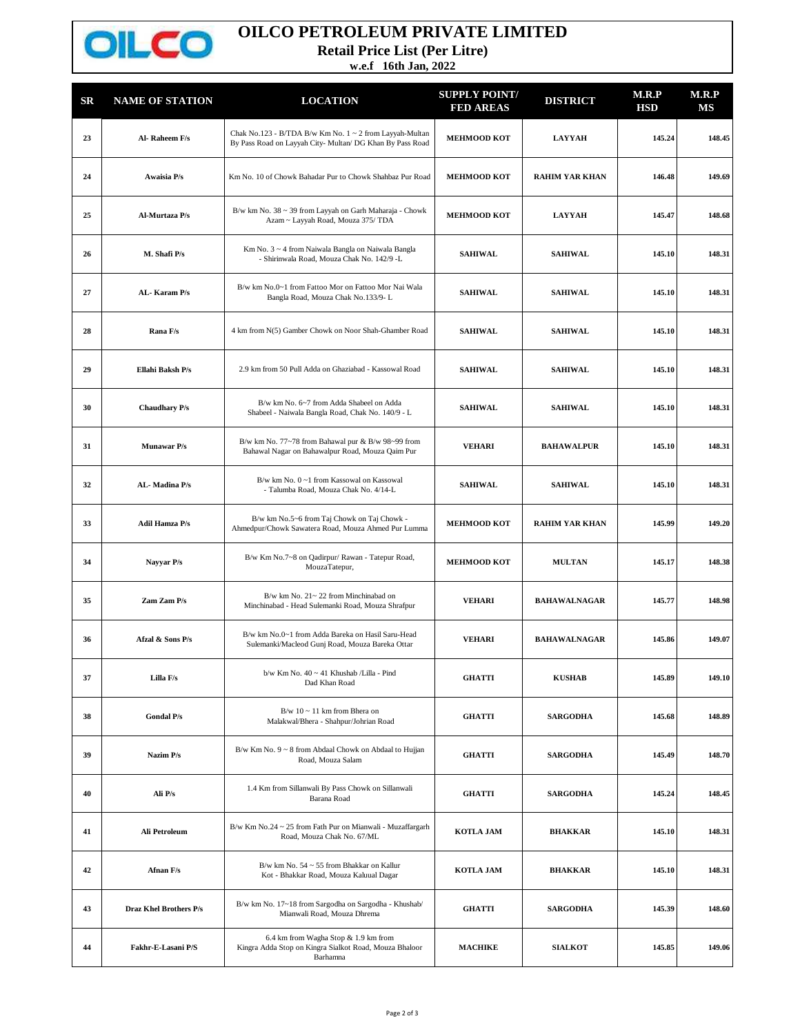# OILCO PETROLEUM PRIVATE LIMITED

## Retail Price List (Per Litre)

**w.e.f 16th Jan, 2022**

| SR | NAME OF STATION | LOCATION | SUPPLY POINT/ FED AREAS | DISTRICT | M.R.P HSD | M.R.P MS |
|---|---|---|---|---|---|---|
| 23 | Al- Raheem F/s | Chak No.123 - B/TDA B/w Km No. 1 ~ 2 from Layyah-Multan By Pass Road on Layyah City- Multan/ DG Khan By Pass Road | MEHMOOD KOT | LAYYAH | 145.24 | 148.45 |
| 24 | Awaisia P/s | Km No. 10 of Chowk Bahadar Pur to Chowk Shahbaz Pur Road | MEHMOOD KOT | RAHIM YAR KHAN | 146.48 | 149.69 |
| 25 | Al-Murtaza P/s | B/w km No. 38 ~ 39 from Layyah on Garh Maharaja - Chowk Azam ~ Layyah Road, Mouza 375/ TDA | MEHMOOD KOT | LAYYAH | 145.47 | 148.68 |
| 26 | M. Shafi P/s | Km No. 3 ~ 4 from Naiwala Bangla on Naiwala Bangla - Shirinwala Road, Mouza Chak No. 142/9 -L | SAHIWAL | SAHIWAL | 145.10 | 148.31 |
| 27 | AL- Karam P/s | B/w km No.0~1 from Fattoo Mor on Fattoo Mor Nai Wala Bangla Road, Mouza Chak No.133/9- L | SAHIWAL | SAHIWAL | 145.10 | 148.31 |
| 28 | Rana F/s | 4 km from N(5) Gamber Chowk on Noor Shah-Ghamber Road | SAHIWAL | SAHIWAL | 145.10 | 148.31 |
| 29 | Ellahi Baksh P/s | 2.9 km from 50 Pull Adda on Ghaziabad - Kassowal Road | SAHIWAL | SAHIWAL | 145.10 | 148.31 |
| 30 | Chaudhary P/s | B/w km No. 6~7 from Adda Shabeel on Adda Shabeel - Naiwala Bangla Road, Chak No. 140/9 - L | SAHIWAL | SAHIWAL | 145.10 | 148.31 |
| 31 | Munawar P/s | B/w km No. 77~78 from Bahawal pur & B/w 98~99 from Bahawal Nagar on Bahawalpur Road, Mouza Qaim Pur | VEHARI | BAHAWALPUR | 145.10 | 148.31 |
| 32 | AL- Madina P/s | B/w km No. 0 ~1 from Kassowal on Kassowal - Talumba Road, Mouza Chak No. 4/14-L | SAHIWAL | SAHIWAL | 145.10 | 148.31 |
| 33 | Adil Hamza P/s | B/w km No.5~6 from Taj Chowk on Taj Chowk - Ahmedpur/Chowk Sawatera Road, Mouza Ahmed Pur Lumma | MEHMOOD KOT | RAHIM YAR KHAN | 145.99 | 149.20 |
| 34 | Nayyar P/s | B/w Km No.7~8 on Qadirpur/ Rawan - Tatepur Road, MouzaTatepur, | MEHMOOD KOT | MULTAN | 145.17 | 148.38 |
| 35 | Zam Zam P/s | B/w km No. 21~ 22 from Minchinabad on Minchinabad - Head Sulemanki Road, Mouza Shrafpur | VEHARI | BAHAWALNAGAR | 145.77 | 148.98 |
| 36 | Afzal & Sons P/s | B/w km No.0~1 from Adda Bareka on Hasil Saru-Head Sulemanki/Macleod Gunj Road, Mouza Bareka Ottar | VEHARI | BAHAWALNAGAR | 145.86 | 149.07 |
| 37 | Lilla F/s | b/w Km No. 40 ~ 41 Khushab /Lilla - Pind Dad Khan Road | GHATTI | KUSHAB | 145.89 | 149.10 |
| 38 | Gondal P/s | B/w 10 ~ 11 km from Bhera on Malakwal/Bhera - Shahpur/Johrian Road | GHATTI | SARGODHA | 145.68 | 148.89 |
| 39 | Nazim P/s | B/w Km No. 9 ~ 8 from Abdaal Chowk on Abdaal to Hujjan Road, Mouza Salam | GHATTI | SARGODHA | 145.49 | 148.70 |
| 40 | Ali P/s | 1.4 Km from Sillanwali By Pass Chowk on Sillanwali Barana Road | GHATTI | SARGODHA | 145.24 | 148.45 |
| 41 | Ali Petroleum | B/w Km No.24 ~ 25 from Fath Pur on Mianwali - Muzaffargarh Road, Mouza Chak No. 67/ML | KOTLA JAM | BHAKKAR | 145.10 | 148.31 |
| 42 | Afnan F/s | B/w km No. 54 ~ 55 from Bhakkar on Kallur Kot - Bhakkar Road, Mouza Kaluual Dagar | KOTLA JAM | BHAKKAR | 145.10 | 148.31 |
| 43 | Draz Khel Brothers P/s | B/w km No. 17~18 from Sargodha on Sargodha - Khushab/ Mianwali Road, Mouza Dhrema | GHATTI | SARGODHA | 145.39 | 148.60 |
| 44 | Fakhr-E-Lasani P/S | 6.4 km from Wagha Stop & 1.9 km from Kingra Adda Stop on Kingra Sialkot Road, Mouza Bhaloor Barhamna | MACHIKE | SIALKOT | 145.85 | 149.06 |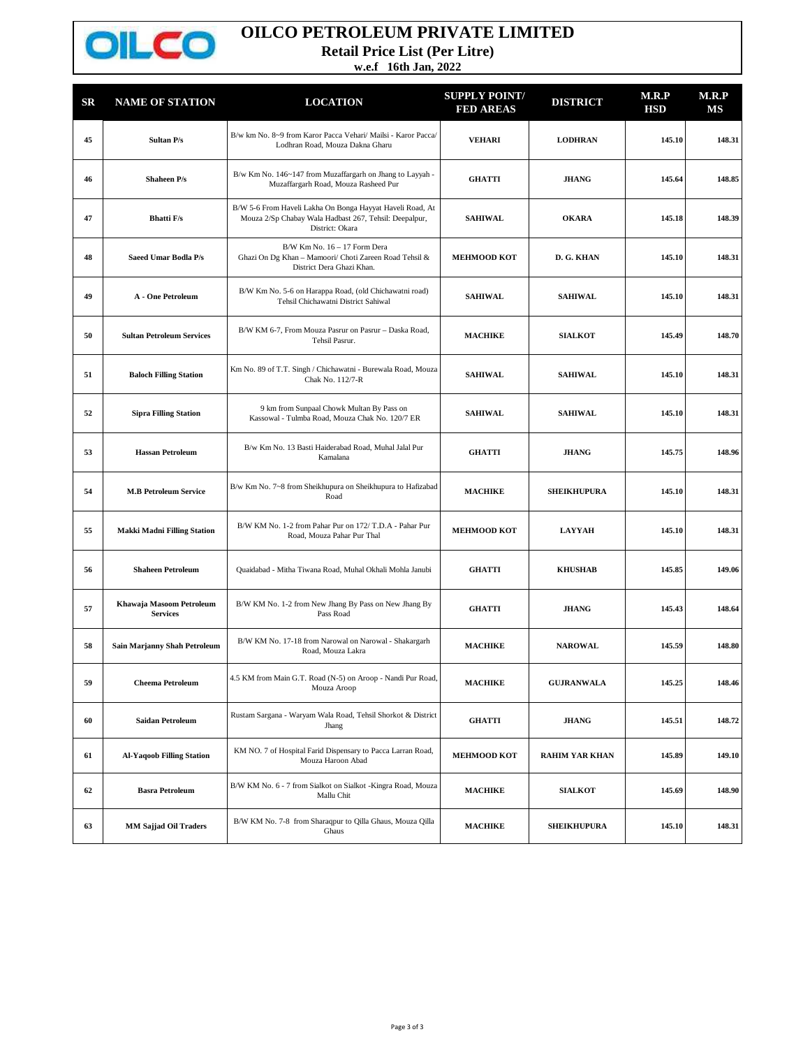# OILCO PETROLEUM PRIVATE LIMITED

**Retail Price List (Per Litre)**

**w.e.f 16th Jan, 2022**

| SR | NAME OF STATION | LOCATION | SUPPLY POINT/ FED AREAS | DISTRICT | M.R.P HSD | M.R.P MS |
|---|---|---|---|---|---|---|
| 45 | Sultan P/s | B/w km No. 8~9 from Karor Pacca Vehari/ Mailsi - Karor Pacca/ Lodhran Road, Mouza Dakna Gharu | VEHARI | LODHRAN | 145.10 | 148.31 |
| 46 | Shaheen P/s | B/w Km No. 146~147 from Muzaffargarh on Jhang to Layyah - Muzaffargarh Road, Mouza Rasheed Pur | GHATTI | JHANG | 145.64 | 148.85 |
| 47 | Bhatti F/s | B/W 5-6 From Haveli Lakha On Bonga Hayyat Haveli Road, At Mouza 2/Sp Chabay Wala Hadbast 267, Tehsil: Deepalpur, District: Okara | SAHIWAL | OKARA | 145.18 | 148.39 |
| 48 | Saeed Umar Bodla P/s | B/W Km No. 16 – 17 Form Dera Ghazi On Dg Khan – Mamoori/ Choti Zareen Road Tehsil & District Dera Ghazi Khan. | MEHMOOD KOT | D. G. KHAN | 145.10 | 148.31 |
| 49 | A - One Petroleum | B/W Km No. 5-6 on Harappa Road, (old Chichawatni road) Tehsil Chichawatni District Sahiwal | SAHIWAL | SAHIWAL | 145.10 | 148.31 |
| 50 | Sultan Petroleum Services | B/W KM 6-7, From Mouza Pasrur on Pasrur – Daska Road, Tehsil Pasrur. | MACHIKE | SIALKOT | 145.49 | 148.70 |
| 51 | Baloch Filling Station | Km No. 89 of T.T. Singh / Chichawatni - Burewala Road, Mouza Chak No. 112/7-R | SAHIWAL | SAHIWAL | 145.10 | 148.31 |
| 52 | Sipra Filling Station | 9 km from Sunpaal Chowk Multan By Pass on Kassowal - Tulmba Road, Mouza Chak No. 120/7 ER | SAHIWAL | SAHIWAL | 145.10 | 148.31 |
| 53 | Hassan Petroleum | B/w Km No. 13 Basti Haiderabad Road, Muhal Jalal Pur Kamalana | GHATTI | JHANG | 145.75 | 148.96 |
| 54 | M.B Petroleum Service | B/w Km No. 7~8 from Sheikhupura on Sheikhupura to Hafizabad Road | MACHIKE | SHEIKHUPURA | 145.10 | 148.31 |
| 55 | Makki Madni Filling Station | B/W KM No. 1-2 from Pahar Pur on 172/ T.D.A - Pahar Pur Road, Mouza Pahar Pur Thal | MEHMOOD KOT | LAYYAH | 145.10 | 148.31 |
| 56 | Shaheen Petroleum | Quaidabad - Mitha Tiwana Road, Muhal Okhali Mohla Janubi | GHATTI | KHUSHAB | 145.85 | 149.06 |
| 57 | Khawaja Masoom Petroleum Services | B/W KM No. 1-2 from New Jhang By Pass on New Jhang By Pass Road | GHATTI | JHANG | 145.43 | 148.64 |
| 58 | Sain Marjanny Shah Petroleum | B/W KM No. 17-18 from Narowal on Narowal - Shakargarh Road, Mouza Lakra | MACHIKE | NAROWAL | 145.59 | 148.80 |
| 59 | Cheema Petroleum | 4.5 KM from Main G.T. Road (N-5) on Aroop - Nandi Pur Road, Mouza Aroop | MACHIKE | GUJRANWALA | 145.25 | 148.46 |
| 60 | Saidan Petroleum | Rustam Sargana - Waryam Wala Road, Tehsil Shorkot & District Jhang | GHATTI | JHANG | 145.51 | 148.72 |
| 61 | Al-Yaqoob Filling Station | KM NO. 7 of Hospital Farid Dispensary to Pacca Larran Road, Mouza Haroon Abad | MEHMOOD KOT | RAHIM YAR KHAN | 145.89 | 149.10 |
| 62 | Basra Petroleum | B/W KM No. 6 - 7 from Sialkot on Sialkot -Kingra Road, Mouza Mallu Chit | MACHIKE | SIALKOT | 145.69 | 148.90 |
| 63 | MM Sajjad Oil Traders | B/W KM No. 7-8 from Sharaqpur to Qilla Ghaus, Mouza Qilla Ghaus | MACHIKE | SHEIKHUPURA | 145.10 | 148.31 |